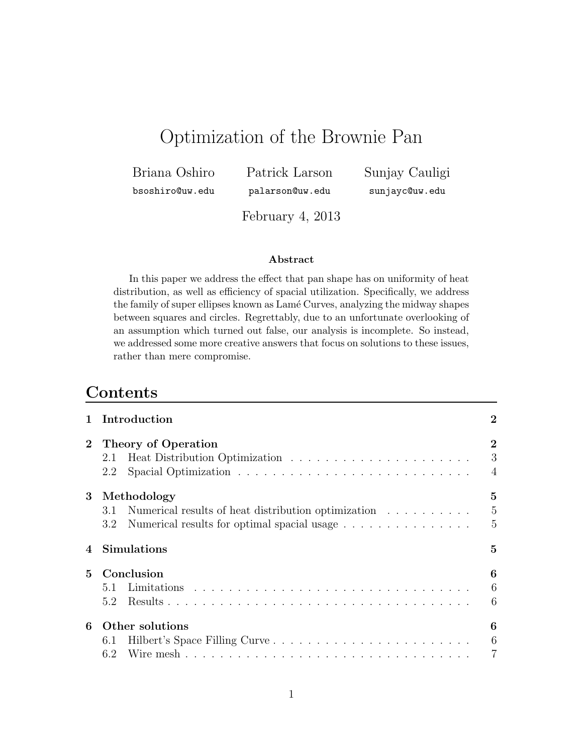# Optimization of the Brownie Pan

Briana Oshiro bsoshiro@uw.edu

Patrick Larson palarson@uw.edu

Sunjay Cauligi sunjayc@uw.edu

February 4, 2013

### Abstract

In this paper we address the effect that pan shape has on uniformity of heat distribution, as well as efficiency of spacial utilization. Specifically, we address the family of super ellipses known as Lamé Curves, analyzing the midway shapes between squares and circles. Regrettably, due to an unfortunate overlooking of an assumption which turned out false, our analysis is incomplete. So instead, we addressed some more creative answers that focus on solutions to these issues, rather than mere compromise.

## Contents

- **1 Introduction** — 2
- **2 Theory of Operation** — 2
  - 2.1 Heat Distribution Optimization — 3
  - 2.2 Spacial Optimization — 4
- **3 Methodology** — 5
  - 3.1 Numerical results of heat distribution optimization — 5
  - 3.2 Numerical results for optimal spacial usage — 5
- **4 Simulations** — 5
- **5 Conclusion** — 6
  - 5.1 Limitations — 6
  - 5.2 Results — 6
- **6 Other solutions** — 6
  - 6.1 Hilbert's Space Filling Curve — 6
  - 6.2 Wire mesh — 7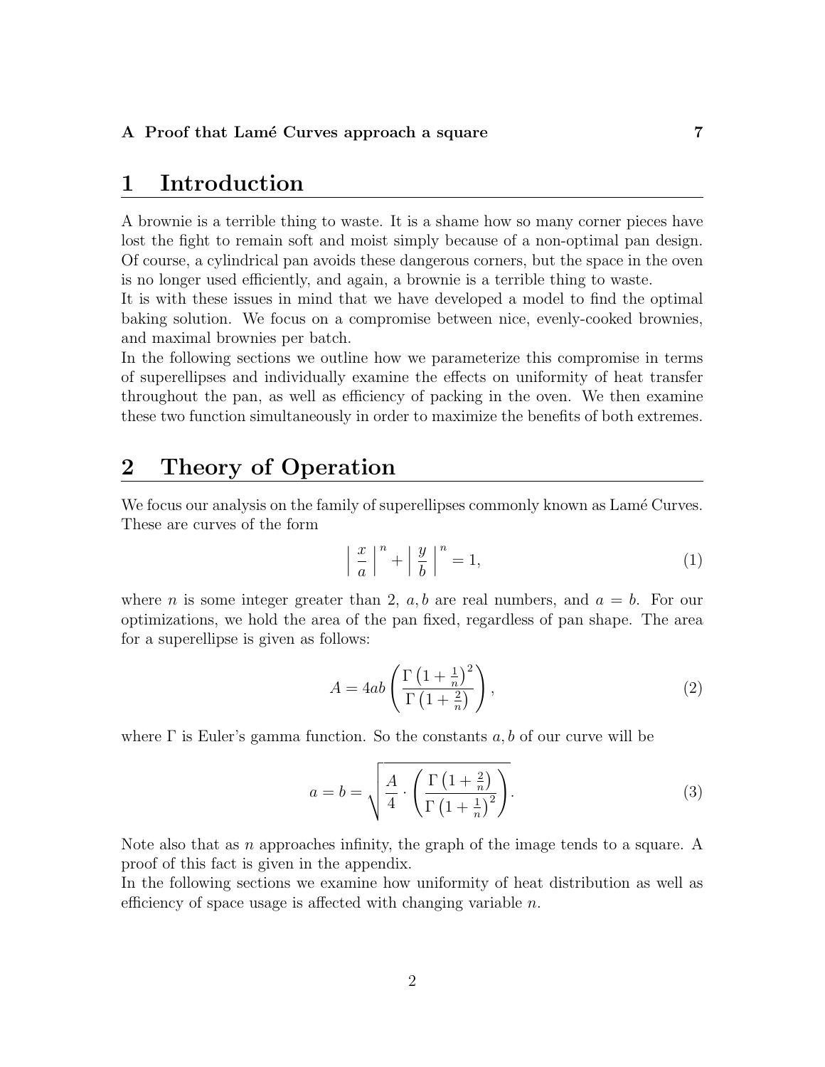**A Proof that Lamé Curves approach a square 7**

# 1 Introduction

A brownie is a terrible thing to waste. It is a shame how so many corner pieces have lost the fight to remain soft and moist simply because of a non-optimal pan design. Of course, a cylindrical pan avoids these dangerous corners, but the space in the oven is no longer used efficiently, and again, a brownie is a terrible thing to waste.

It is with these issues in mind that we have developed a model to find the optimal baking solution. We focus on a compromise between nice, evenly-cooked brownies, and maximal brownies per batch.

In the following sections we outline how we parameterize this compromise in terms of superellipses and individually examine the effects on uniformity of heat transfer throughout the pan, as well as efficiency of packing in the oven. We then examine these two function simultaneously in order to maximize the benefits of both extremes.

# 2 Theory of Operation

We focus our analysis on the family of superellipses commonly known as Lamé Curves. These are curves of the form

$$\left| \frac{x}{a} \right|^n + \left| \frac{y}{b} \right|^n = 1, \tag{1}$$

where $n$ is some integer greater than 2, $a, b$ are real numbers, and $a = b$. For our optimizations, we hold the area of the pan fixed, regardless of pan shape. The area for a superellipse is given as follows:

$$A = 4ab \left( \frac{\Gamma\left(1 + \frac{1}{n}\right)^2}{\Gamma\left(1 + \frac{2}{n}\right)} \right), \tag{2}$$

where $\Gamma$ is Euler's gamma function. So the constants $a, b$ of our curve will be

$$a = b = \sqrt{\frac{A}{4} \cdot \left( \frac{\Gamma\left(1 + \frac{2}{n}\right)}{\Gamma\left(1 + \frac{1}{n}\right)^2} \right)}. \tag{3}$$

Note also that as $n$ approaches infinity, the graph of the image tends to a square. A proof of this fact is given in the appendix.

In the following sections we examine how uniformity of heat distribution as well as efficiency of space usage is affected with changing variable $n$.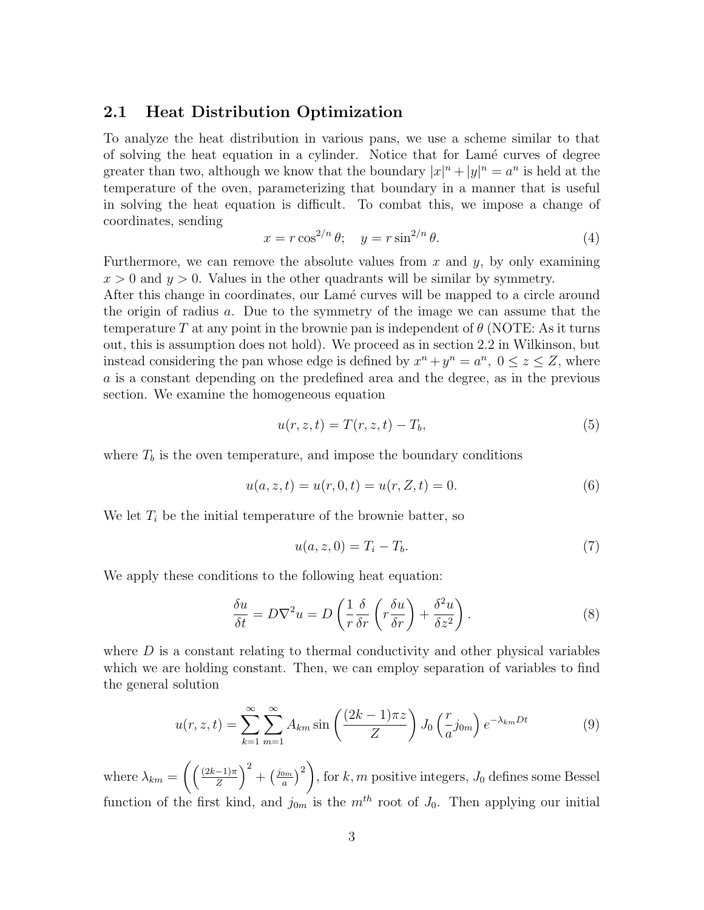## 2.1 Heat Distribution Optimization

To analyze the heat distribution in various pans, we use a scheme similar to that of solving the heat equation in a cylinder. Notice that for Lamé curves of degree greater than two, although we know that the boundary $|x|^n + |y|^n = a^n$ is held at the temperature of the oven, parameterizing that boundary in a manner that is useful in solving the heat equation is difficult. To combat this, we impose a change of coordinates, sending

$$x = r\cos^{2/n}\theta; \quad y = r\sin^{2/n}\theta. \tag{4}$$

Furthermore, we can remove the absolute values from $x$ and $y$, by only examining $x > 0$ and $y > 0$. Values in the other quadrants will be similar by symmetry.
After this change in coordinates, our Lamé curves will be mapped to a circle around the origin of radius $a$. Due to the symmetry of the image we can assume that the temperature $T$ at any point in the brownie pan is independent of $\theta$ (NOTE: As it turns out, this is assumption does not hold). We proceed as in section 2.2 in Wilkinson, but instead considering the pan whose edge is defined by $x^n + y^n = a^n,\ 0 \le z \le Z$, where $a$ is a constant depending on the predefined area and the degree, as in the previous section. We examine the homogeneous equation

$$u(r, z, t) = T(r, z, t) - T_b, \tag{5}$$

where $T_b$ is the oven temperature, and impose the boundary conditions

$$u(a, z, t) = u(r, 0, t) = u(r, Z, t) = 0. \tag{6}$$

We let $T_i$ be the initial temperature of the brownie batter, so

$$u(a, z, 0) = T_i - T_b. \tag{7}$$

We apply these conditions to the following heat equation:

$$\frac{\delta u}{\delta t} = D\nabla^2 u = D\left(\frac{1}{r}\frac{\delta}{\delta r}\left(r\frac{\delta u}{\delta r}\right) + \frac{\delta^2 u}{\delta z^2}\right). \tag{8}$$

where $D$ is a constant relating to thermal conductivity and other physical variables which we are holding constant. Then, we can employ separation of variables to find the general solution

$$u(r, z, t) = \sum_{k=1}^{\infty}\sum_{m=1}^{\infty} A_{km}\sin\left(\frac{(2k-1)\pi z}{Z}\right) J_0\left(\frac{r}{a}j_{0m}\right)e^{-\lambda_{km}Dt} \tag{9}$$

where $\lambda_{km} = \left(\left(\frac{(2k-1)\pi}{Z}\right)^2 + \left(\frac{j_{0m}}{a}\right)^2\right)$, for $k, m$ positive integers, $J_0$ defines some Bessel function of the first kind, and $j_{0m}$ is the $m^{th}$ root of $J_0$. Then applying our initial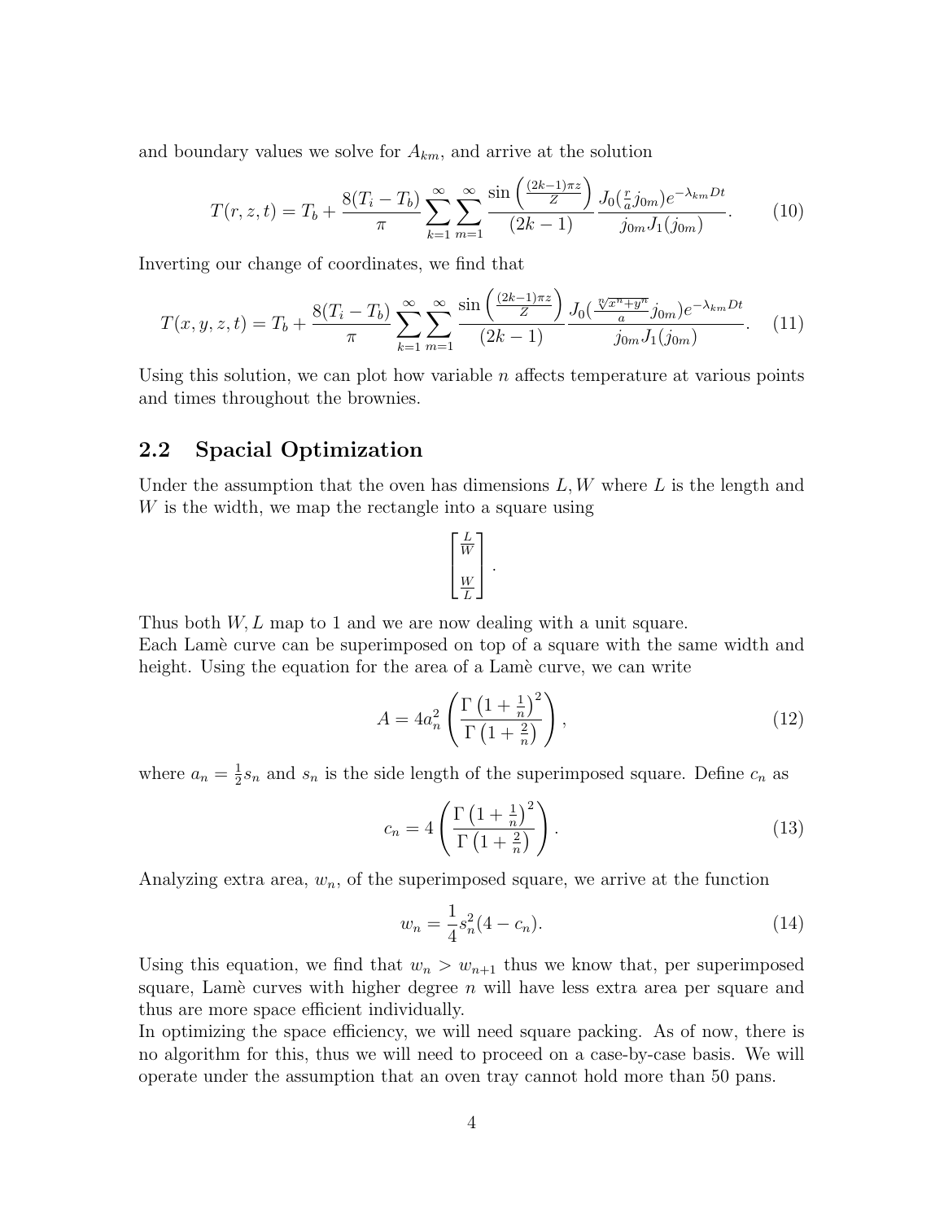and boundary values we solve for $A_{km}$, and arrive at the solution

$$T(r,z,t) = T_b + \frac{8(T_i - T_b)}{\pi} \sum_{k=1}^{\infty} \sum_{m=1}^{\infty} \frac{\sin\left(\frac{(2k-1)\pi z}{Z}\right)}{(2k-1)} \frac{J_0(\frac{r}{a} j_{0m}) e^{-\lambda_{km} Dt}}{j_{0m} J_1(j_{0m})}. \tag{10}$$

Inverting our change of coordinates, we find that

$$T(x,y,z,t) = T_b + \frac{8(T_i - T_b)}{\pi} \sum_{k=1}^{\infty} \sum_{m=1}^{\infty} \frac{\sin\left(\frac{(2k-1)\pi z}{Z}\right)}{(2k-1)} \frac{J_0(\frac{\sqrt[n]{x^n+y^n}}{a} j_{0m}) e^{-\lambda_{km} Dt}}{j_{0m} J_1(j_{0m})}. \tag{11}$$

Using this solution, we can plot how variable $n$ affects temperature at various points and times throughout the brownies.

## 2.2 Spacial Optimization

Under the assumption that the oven has dimensions $L, W$ where $L$ is the length and $W$ is the width, we map the rectangle into a square using

$$\begin{bmatrix} \frac{L}{W} \\ \\ \frac{W}{L} \end{bmatrix}.$$

Thus both $W, L$ map to 1 and we are now dealing with a unit square.
Each Lamè curve can be superimposed on top of a square with the same width and height. Using the equation for the area of a Lamè curve, we can write

$$A = 4a_n^2 \left( \frac{\Gamma\left(1+\frac{1}{n}\right)^2}{\Gamma\left(1+\frac{2}{n}\right)} \right), \tag{12}$$

where $a_n = \frac{1}{2}s_n$ and $s_n$ is the side length of the superimposed square. Define $c_n$ as

$$c_n = 4 \left( \frac{\Gamma\left(1+\frac{1}{n}\right)^2}{\Gamma\left(1+\frac{2}{n}\right)} \right). \tag{13}$$

Analyzing extra area, $w_n$, of the superimposed square, we arrive at the function

$$w_n = \frac{1}{4} s_n^2 (4 - c_n). \tag{14}$$

Using this equation, we find that $w_n > w_{n+1}$ thus we know that, per superimposed square, Lamè curves with higher degree $n$ will have less extra area per square and thus are more space efficient individually.
In optimizing the space efficiency, we will need square packing. As of now, there is no algorithm for this, thus we will need to proceed on a case-by-case basis. We will operate under the assumption that an oven tray cannot hold more than 50 pans.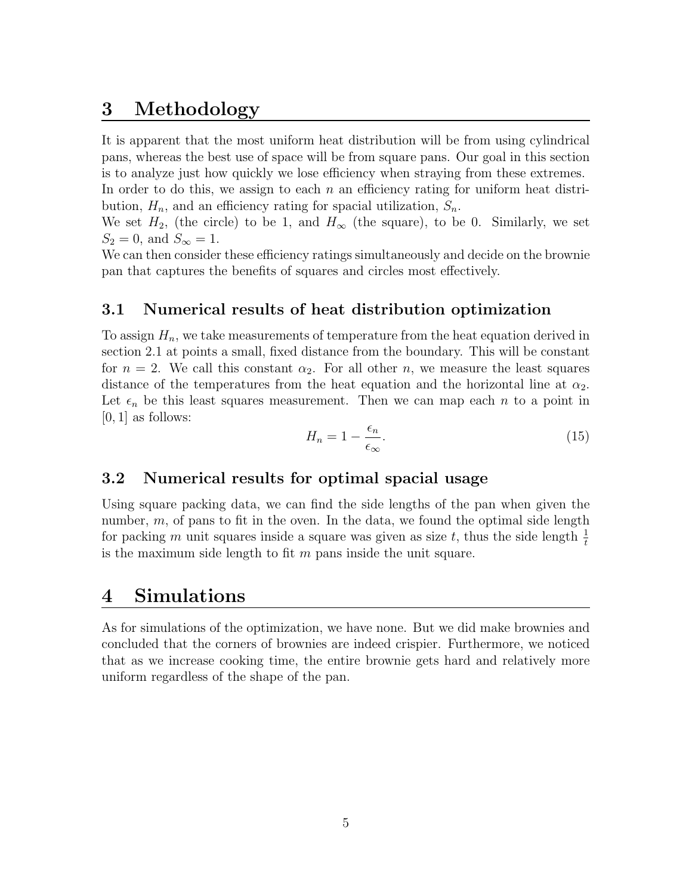# 3 Methodology

It is apparent that the most uniform heat distribution will be from using cylindrical pans, whereas the best use of space will be from square pans. Our goal in this section is to analyze just how quickly we lose efficiency when straying from these extremes. In order to do this, we assign to each $n$ an efficiency rating for uniform heat distribution, $H_n$, and an efficiency rating for spacial utilization, $S_n$.

We set $H_2$, (the circle) to be 1, and $H_\infty$ (the square), to be 0. Similarly, we set $S_2 = 0$, and $S_\infty = 1$.

We can then consider these efficiency ratings simultaneously and decide on the brownie pan that captures the benefits of squares and circles most effectively.

## 3.1 Numerical results of heat distribution optimization

To assign $H_n$, we take measurements of temperature from the heat equation derived in section 2.1 at points a small, fixed distance from the boundary. This will be constant for $n = 2$. We call this constant $\alpha_2$. For all other $n$, we measure the least squares distance of the temperatures from the heat equation and the horizontal line at $\alpha_2$. Let $\epsilon_n$ be this least squares measurement. Then we can map each $n$ to a point in $[0, 1]$ as follows:

$$H_n = 1 - \frac{\epsilon_n}{\epsilon_\infty}. \tag{15}$$

## 3.2 Numerical results for optimal spacial usage

Using square packing data, we can find the side lengths of the pan when given the number, $m$, of pans to fit in the oven. In the data, we found the optimal side length for packing $m$ unit squares inside a square was given as size $t$, thus the side length $\frac{1}{t}$ is the maximum side length to fit $m$ pans inside the unit square.

# 4 Simulations

As for simulations of the optimization, we have none. But we did make brownies and concluded that the corners of brownies are indeed crispier. Furthermore, we noticed that as we increase cooking time, the entire brownie gets hard and relatively more uniform regardless of the shape of the pan.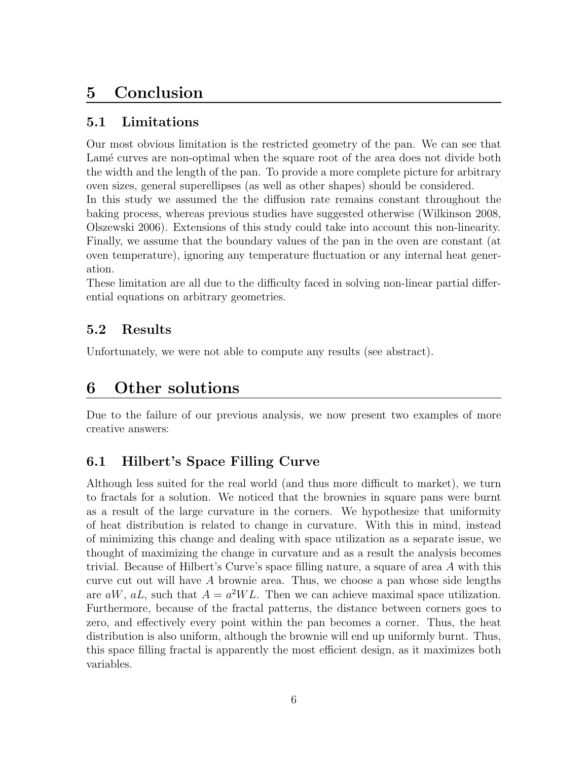# 5 Conclusion

## 5.1 Limitations

Our most obvious limitation is the restricted geometry of the pan. We can see that Lamé curves are non-optimal when the square root of the area does not divide both the width and the length of the pan. To provide a more complete picture for arbitrary oven sizes, general superellipses (as well as other shapes) should be considered.

In this study we assumed the the diffusion rate remains constant throughout the baking process, whereas previous studies have suggested otherwise (Wilkinson 2008, Olszewski 2006). Extensions of this study could take into account this non-linearity. Finally, we assume that the boundary values of the pan in the oven are constant (at oven temperature), ignoring any temperature fluctuation or any internal heat generation.

These limitation are all due to the difficulty faced in solving non-linear partial differential equations on arbitrary geometries.

## 5.2 Results

Unfortunately, we were not able to compute any results (see abstract).

# 6 Other solutions

Due to the failure of our previous analysis, we now present two examples of more creative answers:

## 6.1 Hilbert's Space Filling Curve

Although less suited for the real world (and thus more difficult to market), we turn to fractals for a solution. We noticed that the brownies in square pans were burnt as a result of the large curvature in the corners. We hypothesize that uniformity of heat distribution is related to change in curvature. With this in mind, instead of minimizing this change and dealing with space utilization as a separate issue, we thought of maximizing the change in curvature and as a result the analysis becomes trivial. Because of Hilbert's Curve's space filling nature, a square of area $A$ with this curve cut out will have $A$ brownie area. Thus, we choose a pan whose side lengths are $aW$, $aL$, such that $A = a^2WL$. Then we can achieve maximal space utilization. Furthermore, because of the fractal patterns, the distance between corners goes to zero, and effectively every point within the pan becomes a corner. Thus, the heat distribution is also uniform, although the brownie will end up uniformly burnt. Thus, this space filling fractal is apparently the most efficient design, as it maximizes both variables.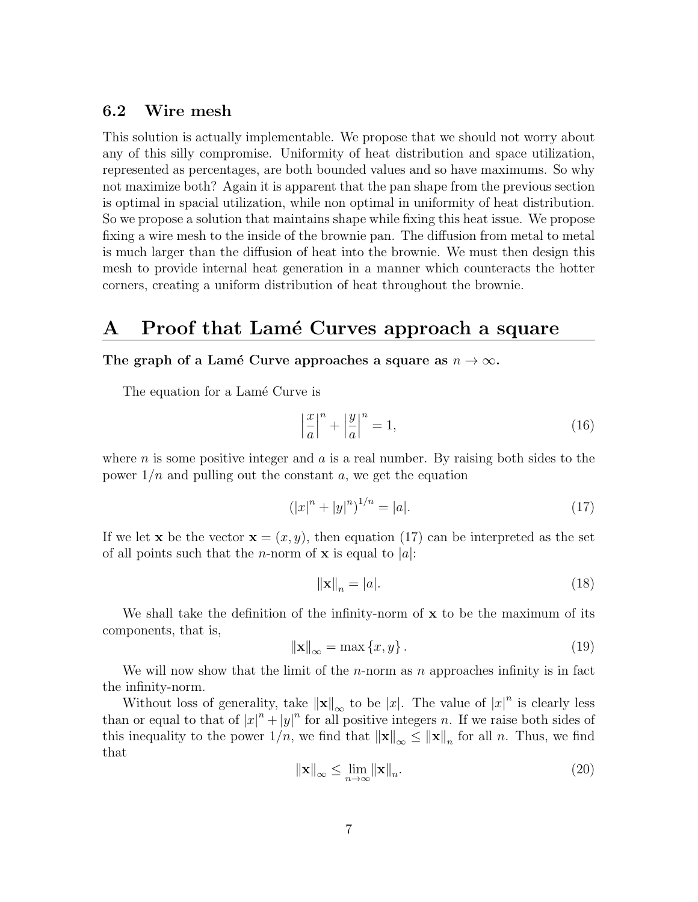### 6.2 Wire mesh

This solution is actually implementable. We propose that we should not worry about any of this silly compromise. Uniformity of heat distribution and space utilization, represented as percentages, are both bounded values and so have maximums. So why not maximize both? Again it is apparent that the pan shape from the previous section is optimal in spacial utilization, while non optimal in uniformity of heat distribution. So we propose a solution that maintains shape while fixing this heat issue. We propose fixing a wire mesh to the inside of the brownie pan. The diffusion from metal to metal is much larger than the diffusion of heat into the brownie. We must then design this mesh to provide internal heat generation in a manner which counteracts the hotter corners, creating a uniform distribution of heat throughout the brownie.

# A Proof that Lamé Curves approach a square

**The graph of a Lamé Curve approaches a square as $n \to \infty$.**

The equation for a Lamé Curve is

$$\left|\frac{x}{a}\right|^n + \left|\frac{y}{a}\right|^n = 1, \tag{16}$$

where $n$ is some positive integer and $a$ is a real number. By raising both sides to the power $1/n$ and pulling out the constant $a$, we get the equation

$$\left(|x|^n + |y|^n\right)^{1/n} = |a|. \tag{17}$$

If we let $\mathbf{x}$ be the vector $\mathbf{x} = (x, y)$, then equation (17) can be interpreted as the set of all points such that the $n$-norm of $\mathbf{x}$ is equal to $|a|$:

$$\|\mathbf{x}\|_n = |a|. \tag{18}$$

We shall take the definition of the infinity-norm of $\mathbf{x}$ to be the maximum of its components, that is,

$$\|\mathbf{x}\|_\infty = \max\{x, y\}. \tag{19}$$

We will now show that the limit of the $n$-norm as $n$ approaches infinity is in fact the infinity-norm.

Without loss of generality, take $\|\mathbf{x}\|_\infty$ to be $|x|$. The value of $|x|^n$ is clearly less than or equal to that of $|x|^n + |y|^n$ for all positive integers $n$. If we raise both sides of this inequality to the power $1/n$, we find that $\|\mathbf{x}\|_\infty \leq \|\mathbf{x}\|_n$ for all $n$. Thus, we find that

$$\|\mathbf{x}\|_\infty \leq \lim_{n\to\infty} \|\mathbf{x}\|_n. \tag{20}$$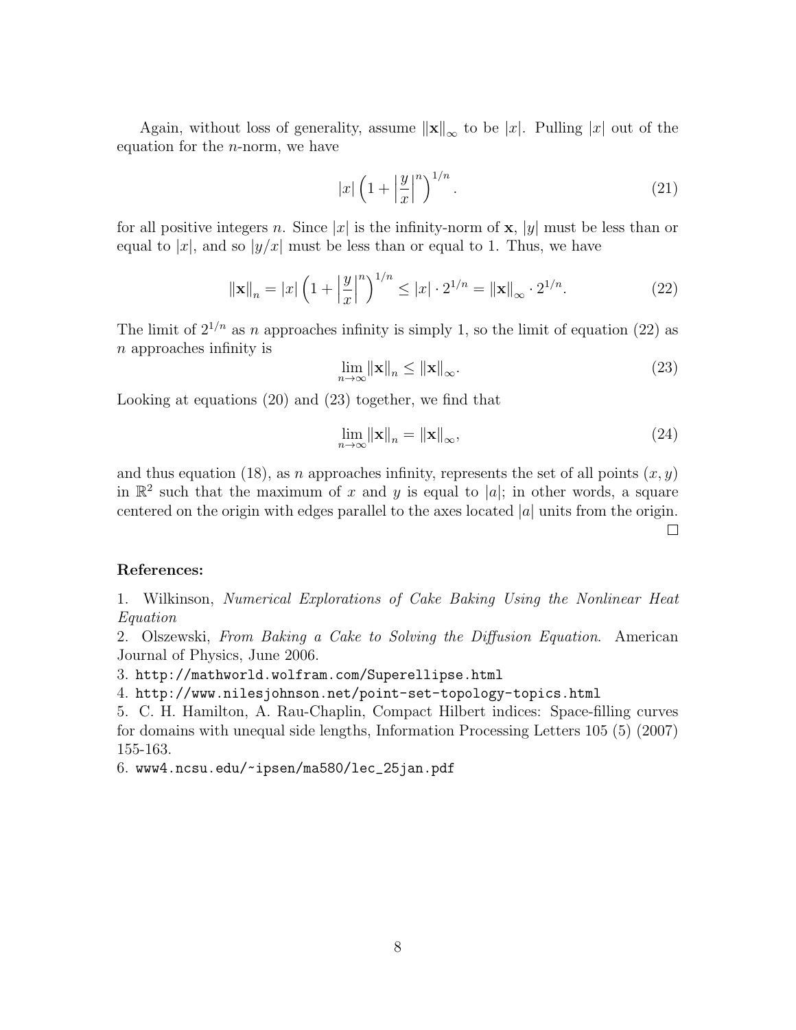Again, without loss of generality, assume $\|\mathbf{x}\|_\infty$ to be $|x|$. Pulling $|x|$ out of the equation for the $n$-norm, we have

$$|x| \left(1 + \left|\frac{y}{x}\right|^n\right)^{1/n}. \tag{21}$$

for all positive integers $n$. Since $|x|$ is the infinity-norm of $\mathbf{x}$, $|y|$ must be less than or equal to $|x|$, and so $|y/x|$ must be less than or equal to 1. Thus, we have

$$\|\mathbf{x}\|_n = |x| \left(1 + \left|\frac{y}{x}\right|^n\right)^{1/n} \leq |x| \cdot 2^{1/n} = \|\mathbf{x}\|_\infty \cdot 2^{1/n}. \tag{22}$$

The limit of $2^{1/n}$ as $n$ approaches infinity is simply 1, so the limit of equation (22) as $n$ approaches infinity is

$$\lim_{n\to\infty} \|\mathbf{x}\|_n \leq \|\mathbf{x}\|_\infty. \tag{23}$$

Looking at equations (20) and (23) together, we find that

$$\lim_{n\to\infty} \|\mathbf{x}\|_n = \|\mathbf{x}\|_\infty, \tag{24}$$

and thus equation (18), as $n$ approaches infinity, represents the set of all points $(x, y)$ in $\mathbb{R}^2$ such that the maximum of $x$ and $y$ is equal to $|a|$; in other words, a square centered on the origin with edges parallel to the axes located $|a|$ units from the origin. □

**References:**

1. Wilkinson, *Numerical Explorations of Cake Baking Using the Nonlinear Heat Equation*
2. Olszewski, *From Baking a Cake to Solving the Diffusion Equation*. American Journal of Physics, June 2006.
3. http://mathworld.wolfram.com/Superellipse.html
4. http://www.nilesjohnson.net/point-set-topology-topics.html
5. C. H. Hamilton, A. Rau-Chaplin, Compact Hilbert indices: Space-filling curves for domains with unequal side lengths, Information Processing Letters 105 (5) (2007) 155-163.
6. www4.ncsu.edu/~ipsen/ma580/lec_25jan.pdf